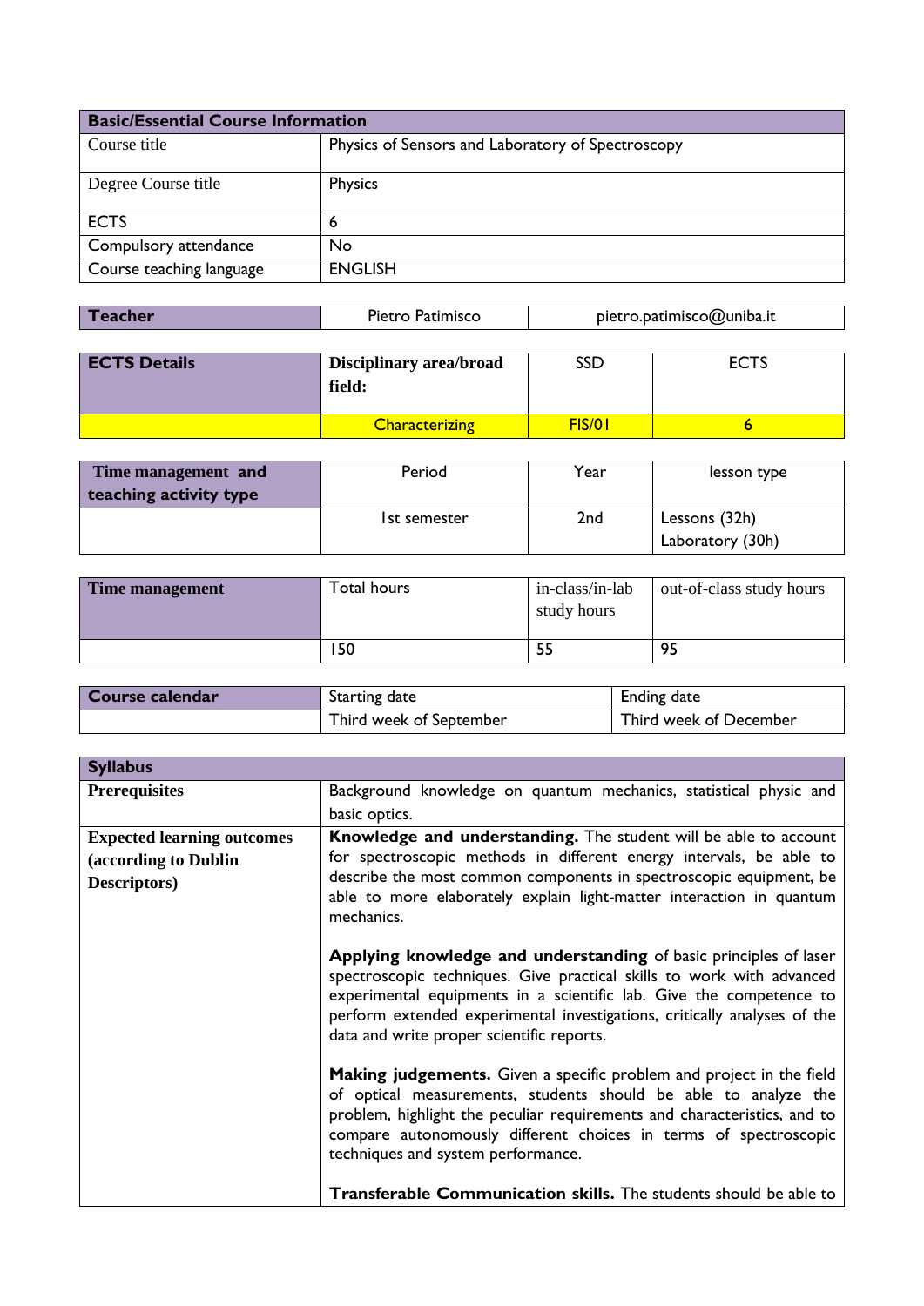| Basic/Essential Course Information | |
|---|---|
| Course title | Physics of Sensors and Laboratory of Spectroscopy |
| Degree Course title | Physics |
| ECTS | 6 |
| Compulsory attendance | No |
| Course teaching language | ENGLISH |

| Teacher | Pietro Patimisco | pietro.patimisco@uniba.it |
|---|---|---|

| ECTS Details | Disciplinary area/broad field: | SSD | ECTS |
|---|---|---|---|
| | Characterizing | FIS/01 | 6 |

| Time management and teaching activity type | Period | Year | lesson type |
|---|---|---|---|
| | 1st semester | 2nd | Lessons (32h)<br>Laboratory (30h) |

| Time management | Total hours | in-class/in-lab study hours | out-of-class study hours |
|---|---|---|---|
| | 150 | 55 | 95 |

| Course calendar | Starting date | Ending date |
|---|---|---|
| | Third week of September | Third week of December |

| Syllabus | |
|---|---|
| **Prerequisites** | Background knowledge on quantum mechanics, statistical physic and basic optics. |
| **Expected learning outcomes (according to Dublin Descriptors)** | **Knowledge and understanding.** The student will be able to account for spectroscopic methods in different energy intervals, be able to describe the most common components in spectroscopic equipment, be able to more elaborately explain light-matter interaction in quantum mechanics.<br><br>**Applying knowledge and understanding** of basic principles of laser spectroscopic techniques. Give practical skills to work with advanced experimental equipments in a scientific lab. Give the competence to perform extended experimental investigations, critically analyses of the data and write proper scientific reports.<br><br>**Making judgements.** Given a specific problem and project in the field of optical measurements, students should be able to analyze the problem, highlight the peculiar requirements and characteristics, and to compare autonomously different choices in terms of spectroscopic techniques and system performance.<br><br>**Transferable Communication skills.** The students should be able to |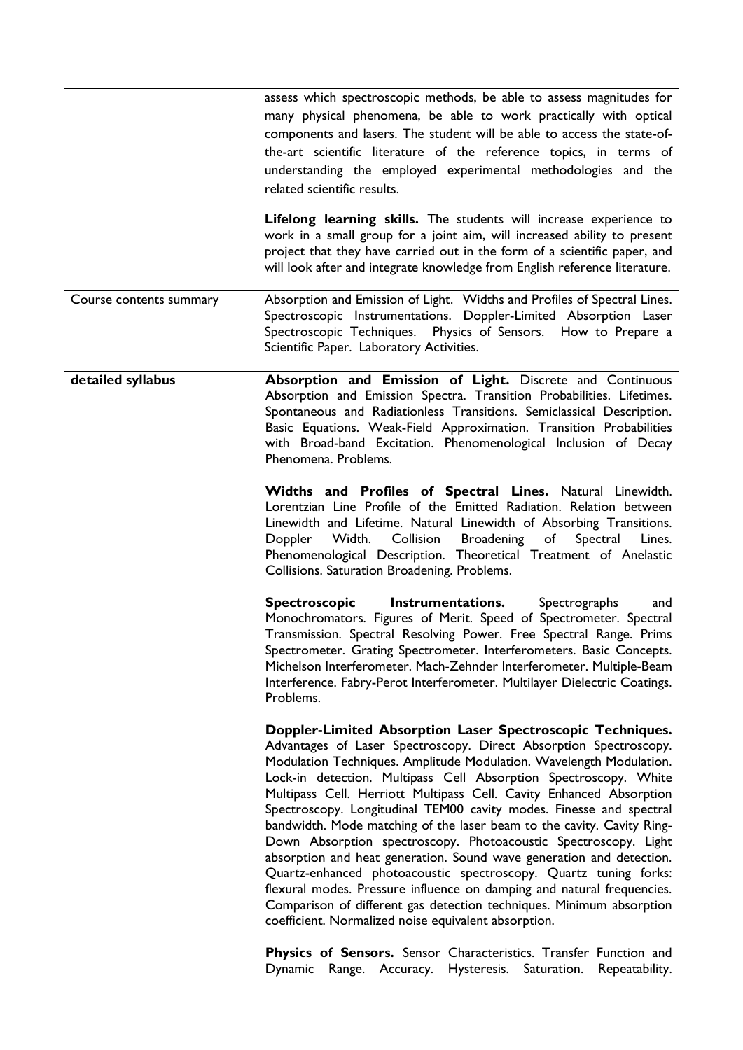| | |
|---|---|
| | assess which spectroscopic methods, be able to assess magnitudes for many physical phenomena, be able to work practically with optical components and lasers. The student will be able to access the state-of-the-art scientific literature of the reference topics, in terms of understanding the employed experimental methodologies and the related scientific results.<br><br>**Lifelong learning skills.** The students will increase experience to work in a small group for a joint aim, will increased ability to present project that they have carried out in the form of a scientific paper, and will look after and integrate knowledge from English reference literature. |
| Course contents summary | Absorption and Emission of Light. Widths and Profiles of Spectral Lines. Spectroscopic Instrumentations. Doppler-Limited Absorption Laser Spectroscopic Techniques. Physics of Sensors. How to Prepare a Scientific Paper. Laboratory Activities. |
| **detailed syllabus** | **Absorption and Emission of Light.** Discrete and Continuous Absorption and Emission Spectra. Transition Probabilities. Lifetimes. Spontaneous and Radiationless Transitions. Semiclassical Description. Basic Equations. Weak-Field Approximation. Transition Probabilities with Broad-band Excitation. Phenomenological Inclusion of Decay Phenomena. Problems.<br><br>**Widths and Profiles of Spectral Lines.** Natural Linewidth. Lorentzian Line Profile of the Emitted Radiation. Relation between Linewidth and Lifetime. Natural Linewidth of Absorbing Transitions. Doppler Width. Collision Broadening of Spectral Lines. Phenomenological Description. Theoretical Treatment of Anelastic Collisions. Saturation Broadening. Problems.<br><br>**Spectroscopic Instrumentations.** Spectrographs and Monochromators. Figures of Merit. Speed of Spectrometer. Spectral Transmission. Spectral Resolving Power. Free Spectral Range. Prims Spectrometer. Grating Spectrometer. Interferometers. Basic Concepts. Michelson Interferometer. Mach-Zehnder Interferometer. Multiple-Beam Interference. Fabry-Perot Interferometer. Multilayer Dielectric Coatings. Problems.<br><br>**Doppler-Limited Absorption Laser Spectroscopic Techniques.** Advantages of Laser Spectroscopy. Direct Absorption Spectroscopy. Modulation Techniques. Amplitude Modulation. Wavelength Modulation. Lock-in detection. Multipass Cell Absorption Spectroscopy. White Multipass Cell. Herriott Multipass Cell. Cavity Enhanced Absorption Spectroscopy. Longitudinal TEM00 cavity modes. Finesse and spectral bandwidth. Mode matching of the laser beam to the cavity. Cavity Ring-Down Absorption spectroscopy. Photoacoustic Spectroscopy. Light absorption and heat generation. Sound wave generation and detection. Quartz-enhanced photoacoustic spectroscopy. Quartz tuning forks: flexural modes. Pressure influence on damping and natural frequencies. Comparison of different gas detection techniques. Minimum absorption coefficient. Normalized noise equivalent absorption.<br><br>**Physics of Sensors.** Sensor Characteristics. Transfer Function and Dynamic Range. Accuracy. Hysteresis. Saturation. Repeatability. |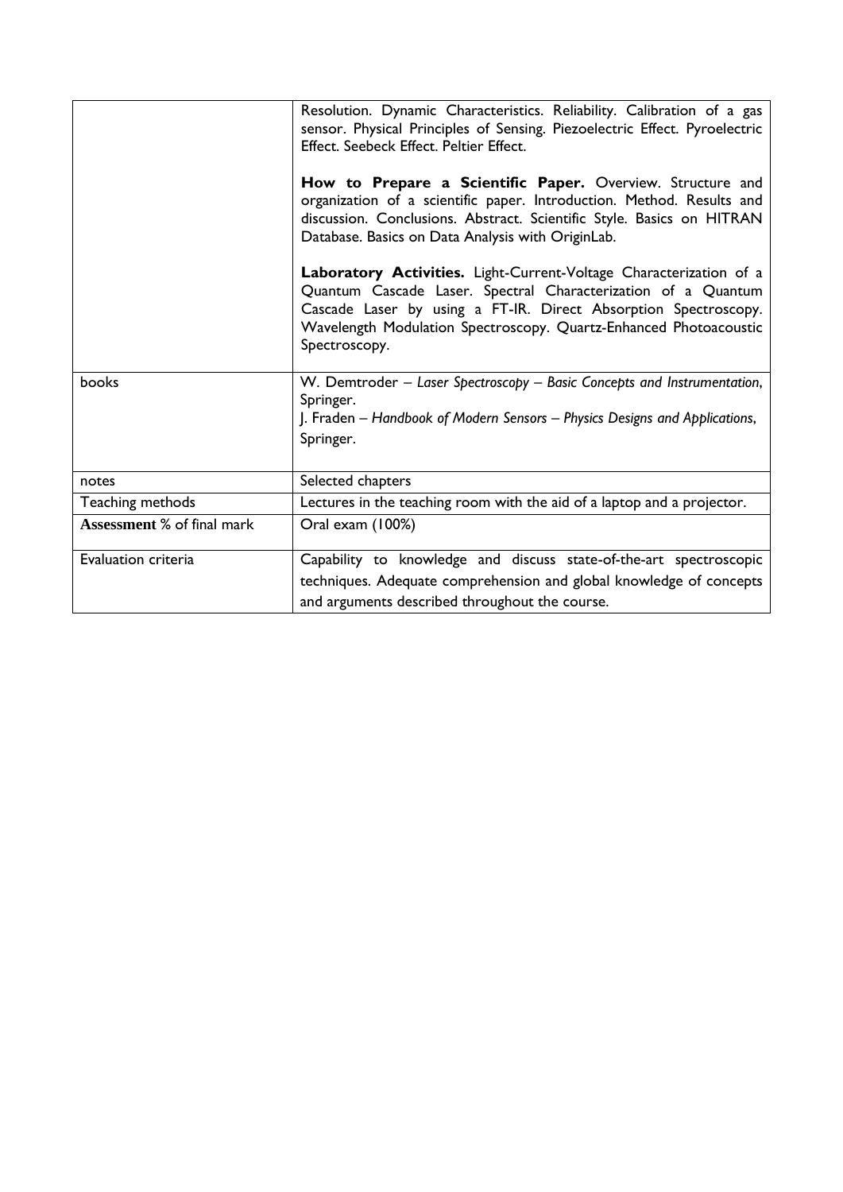| | |
|---|---|
| | Resolution. Dynamic Characteristics. Reliability. Calibration of a gas sensor. Physical Principles of Sensing. Piezoelectric Effect. Pyroelectric Effect. Seebeck Effect. Peltier Effect.<br><br>**How to Prepare a Scientific Paper.** Overview. Structure and organization of a scientific paper. Introduction. Method. Results and discussion. Conclusions. Abstract. Scientific Style. Basics on HITRAN Database. Basics on Data Analysis with OriginLab.<br><br>**Laboratory Activities.** Light-Current-Voltage Characterization of a Quantum Cascade Laser. Spectral Characterization of a Quantum Cascade Laser by using a FT-IR. Direct Absorption Spectroscopy. Wavelength Modulation Spectroscopy. Quartz-Enhanced Photoacoustic Spectroscopy. |
| books | W. Demtroder – *Laser Spectroscopy – Basic Concepts and Instrumentation*, Springer.<br>J. Fraden – *Handbook of Modern Sensors – Physics Designs and Applications*, Springer. |
| notes | Selected chapters |
| Teaching methods | Lectures in the teaching room with the aid of a laptop and a projector. |
| **Assessment** % of final mark | Oral exam (100%) |
| Evaluation criteria | Capability to knowledge and discuss state-of-the-art spectroscopic techniques. Adequate comprehension and global knowledge of concepts and arguments described throughout the course. |